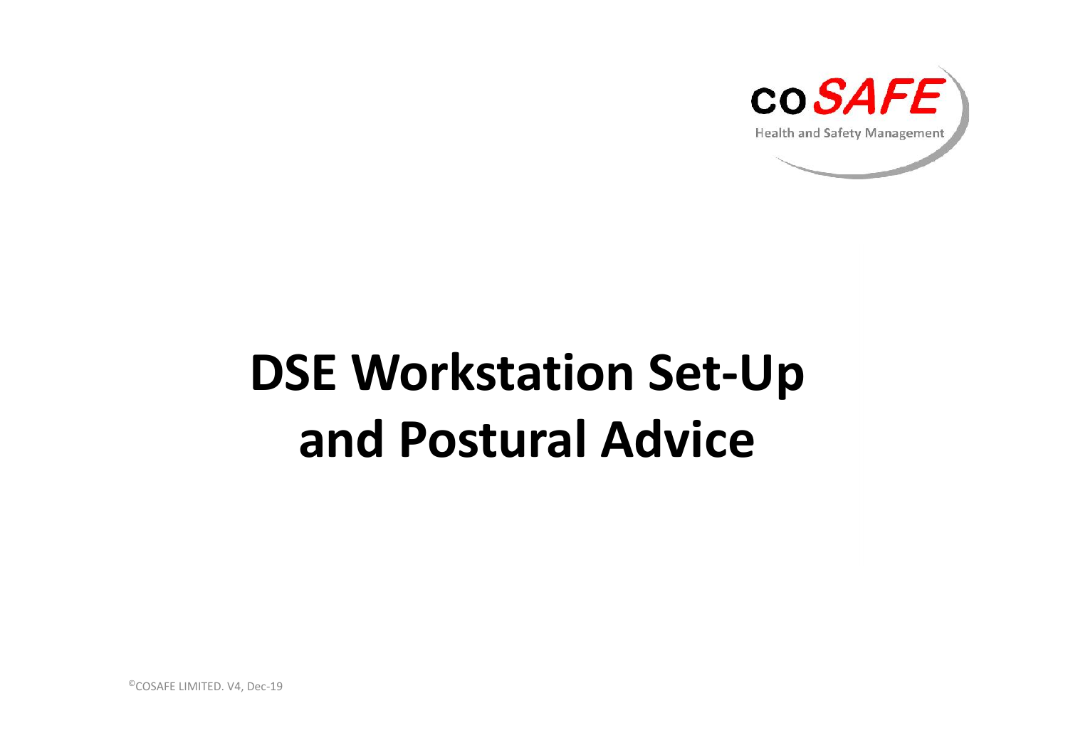coSAFE

Health and Safety Management

# DSE Workstation Set-Up and Postural Advice

©COSAFE LIMITED. V4, Dec-19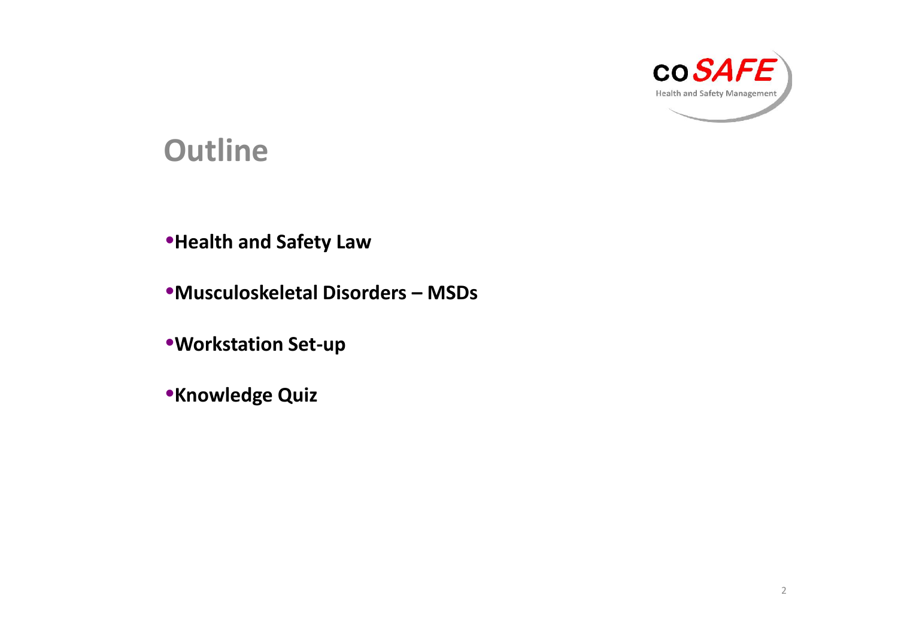# Outline

- **Health and Safety Law**
- **Musculoskeletal Disorders – MSDs**
- **Workstation Set-up**
- **Knowledge Quiz**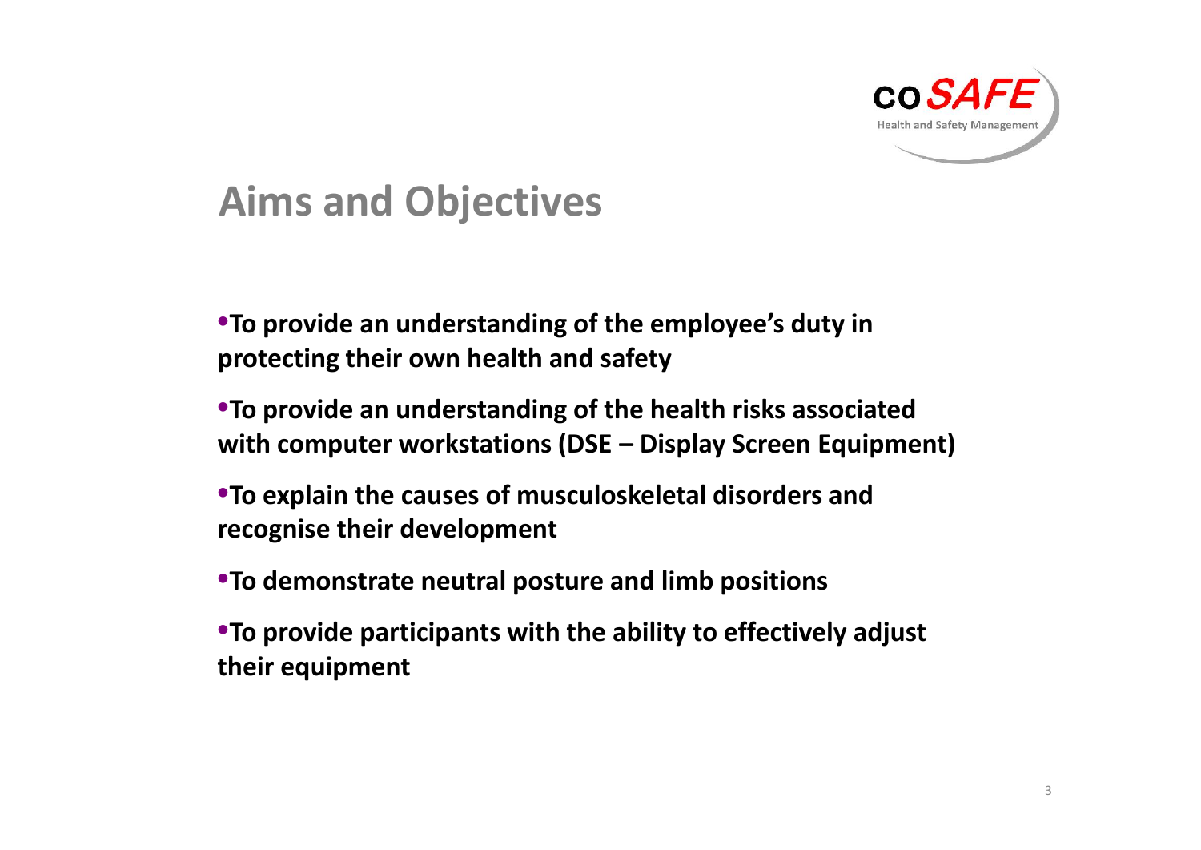## Aims and Objectives

- **To provide an understanding of the employee's duty in protecting their own health and safety**
- **To provide an understanding of the health risks associated with computer workstations (DSE – Display Screen Equipment)**
- **To explain the causes of musculoskeletal disorders and recognise their development**
- **To demonstrate neutral posture and limb positions**
- **To provide participants with the ability to effectively adjust their equipment**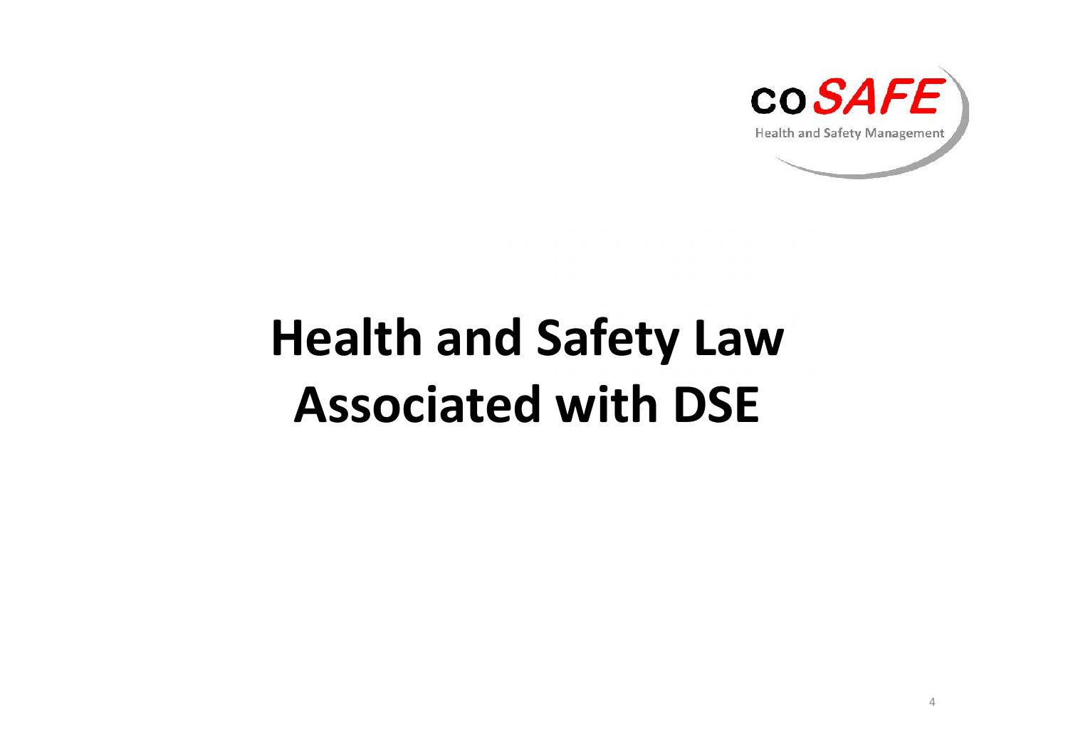# Health and Safety Law Associated with DSE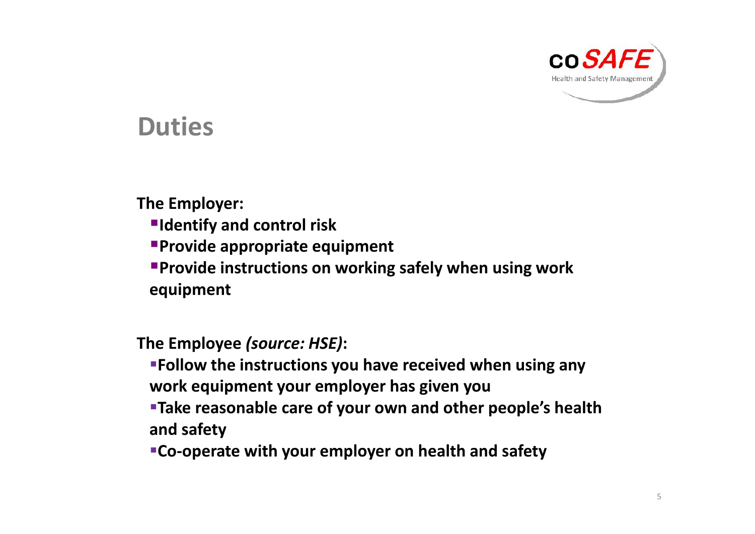# Duties

**The Employer:**

- **Identify and control risk**
- **Provide appropriate equipment**
- **Provide instructions on working safely when using work equipment**

**The Employee *(source: HSE)*:**

- **Follow the instructions you have received when using any work equipment your employer has given you**
- **Take reasonable care of your own and other people's health and safety**
- **Co-operate with your employer on health and safety**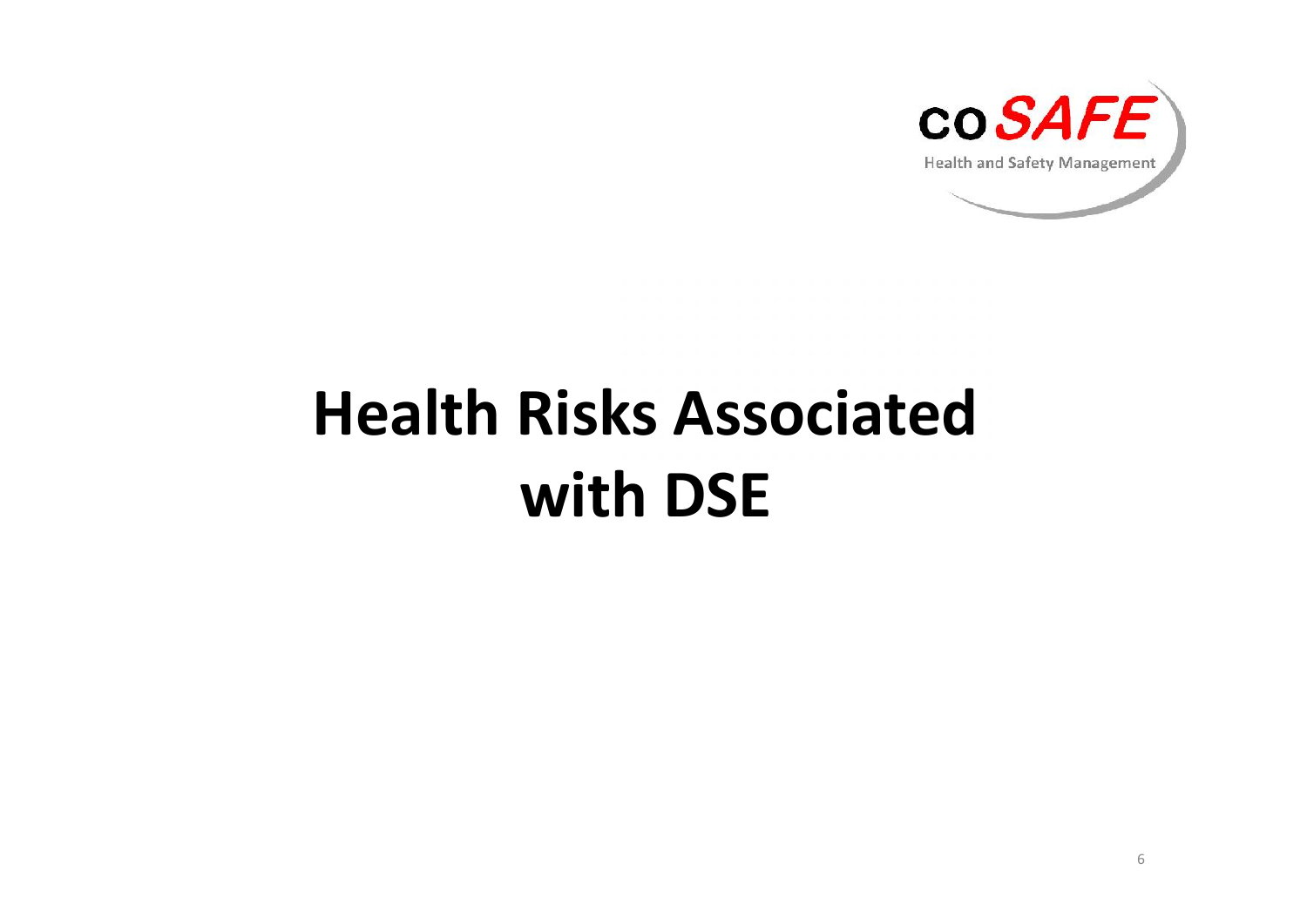# Health Risks Associated with DSE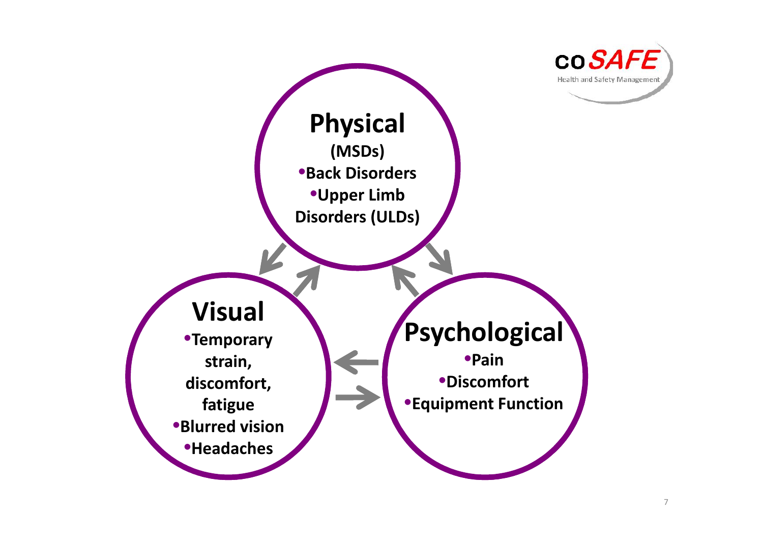## Physical

(MSDs)

- Back Disorders
- Upper Limb Disorders (ULDs)

## Visual

- Temporary strain, discomfort, fatigue
- Blurred vision
- Headaches

## Psychological

- Pain
- Discomfort
- Equipment Function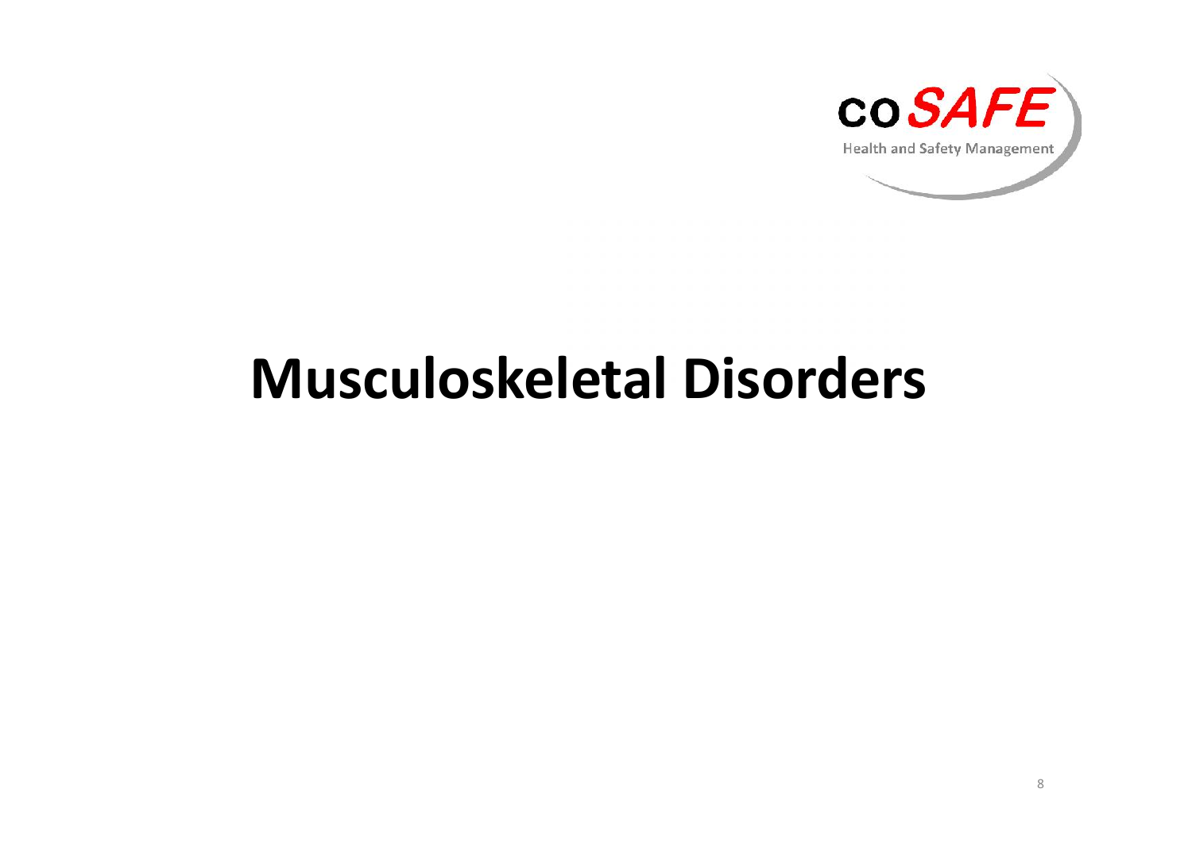# Musculoskeletal Disorders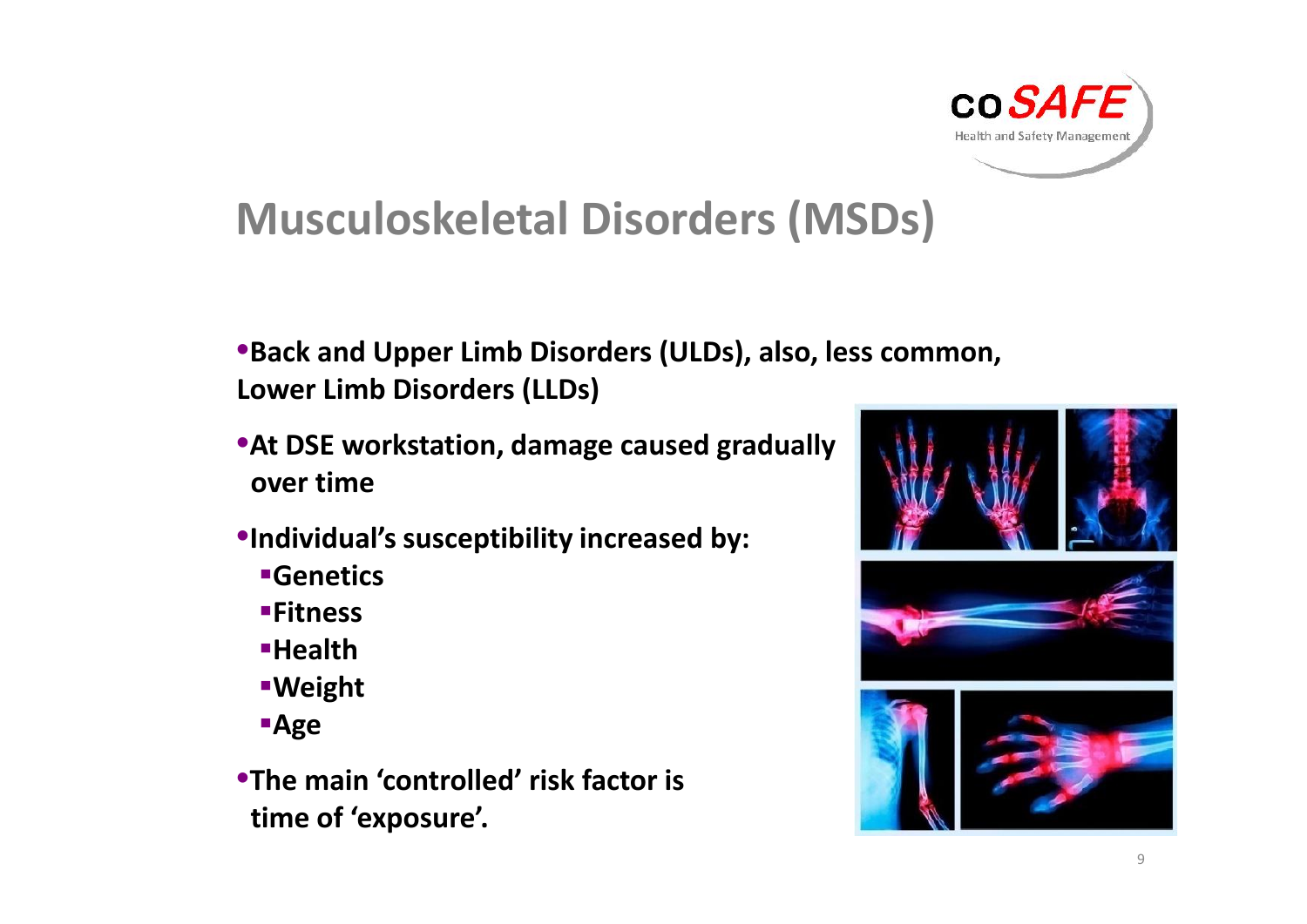# Musculoskeletal Disorders (MSDs)

- **Back and Upper Limb Disorders (ULDs), also, less common, Lower Limb Disorders (LLDs)**
- **At DSE workstation, damage caused gradually over time**
- **Individual's susceptibility increased by:**
  - **Genetics**
  - **Fitness**
  - **Health**
  - **Weight**
  - **Age**
- **The main 'controlled' risk factor is time of 'exposure'.**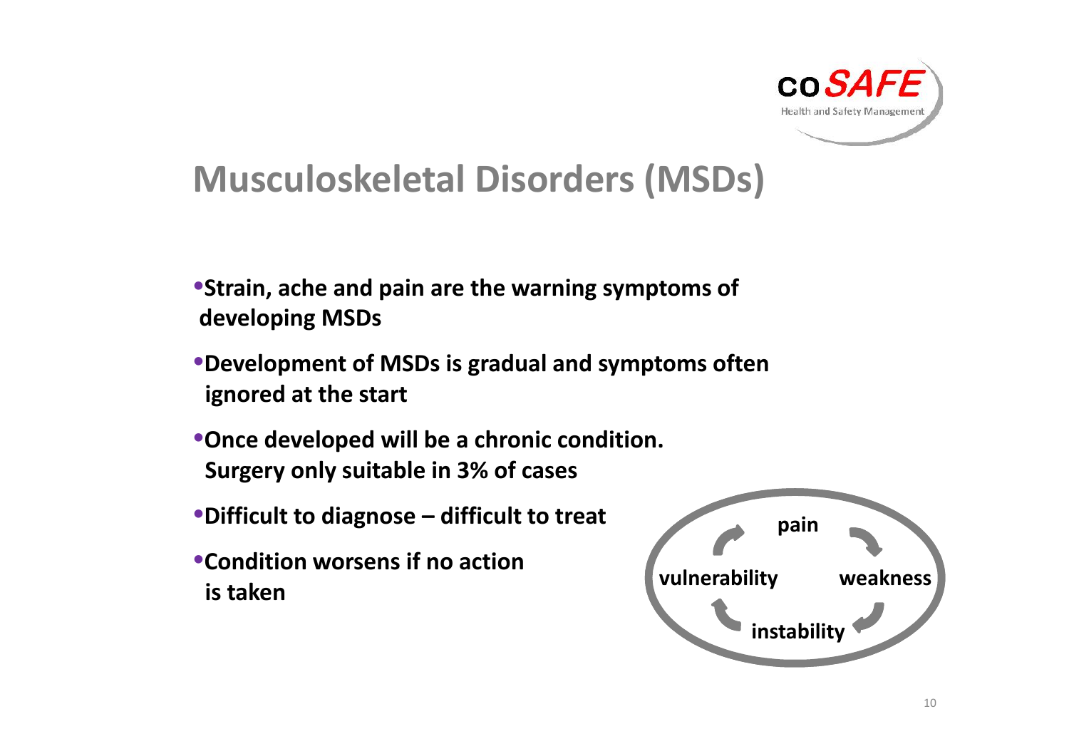# Musculoskeletal Disorders (MSDs)

- **Strain, ache and pain are the warning symptoms of developing MSDs**
- **Development of MSDs is gradual and symptoms often ignored at the start**
- **Once developed will be a chronic condition. Surgery only suitable in 3% of cases**
- **Difficult to diagnose – difficult to treat**
- **Condition worsens if no action is taken**

**pain**

**weakness**

**instability**

**vulnerability**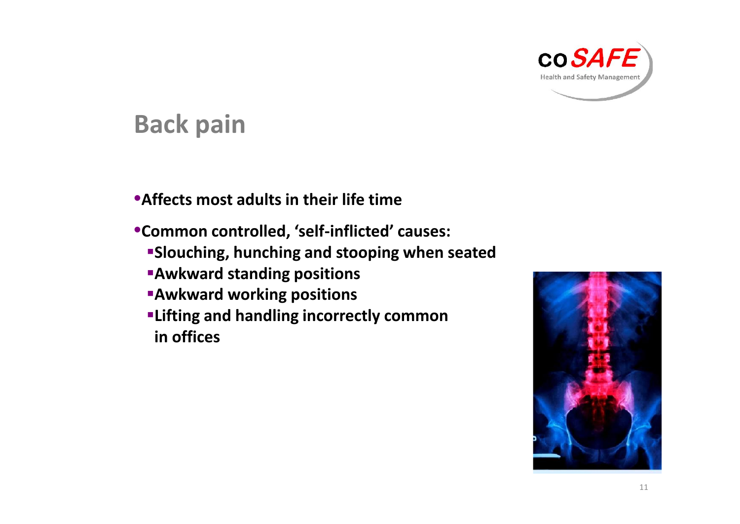## Back pain

- Affects most adults in their life time
- Common controlled, ‘self-inflicted’ causes:
  - Slouching, hunching and stooping when seated
  - Awkward standing positions
  - Awkward working positions
  - Lifting and handling incorrectly common in offices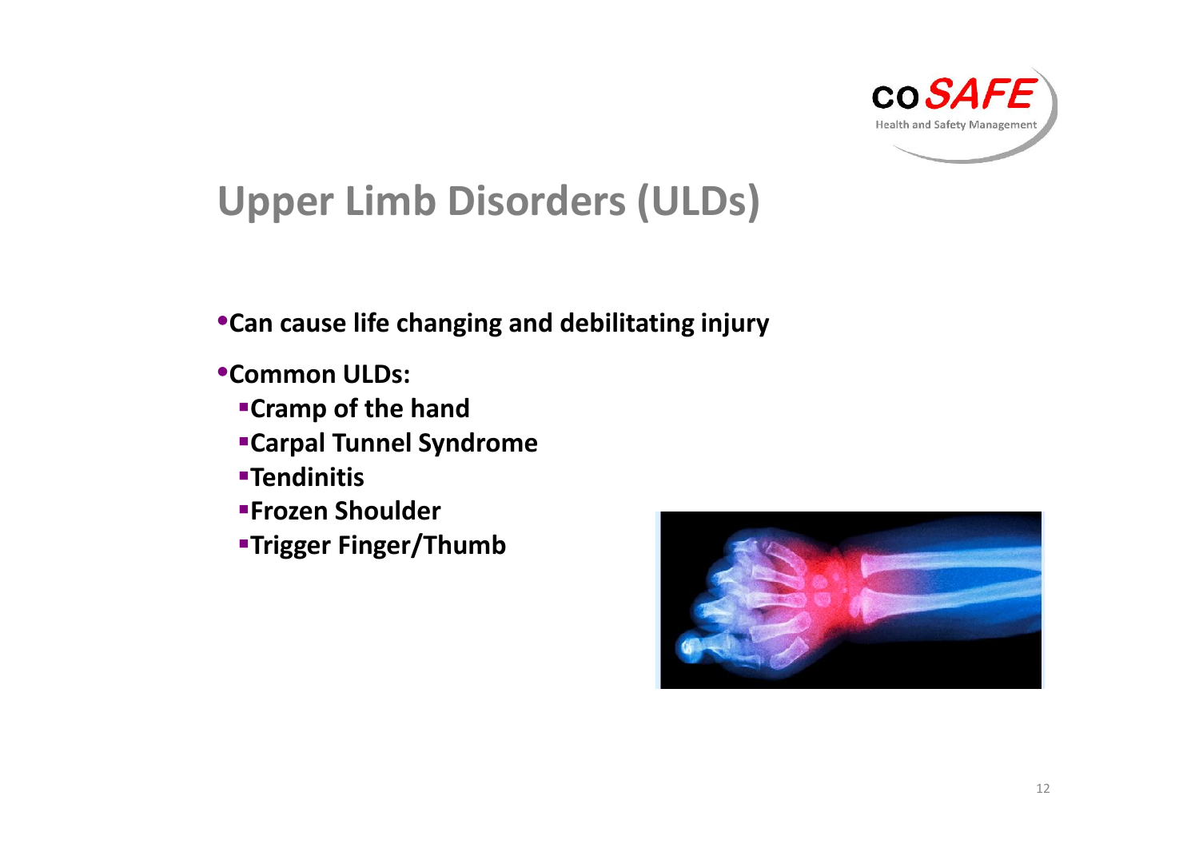# Upper Limb Disorders (ULDs)

- **Can cause life changing and debilitating injury**
- **Common ULDs:**
  - **Cramp of the hand**
  - **Carpal Tunnel Syndrome**
  - **Tendinitis**
  - **Frozen Shoulder**
  - **Trigger Finger/Thumb**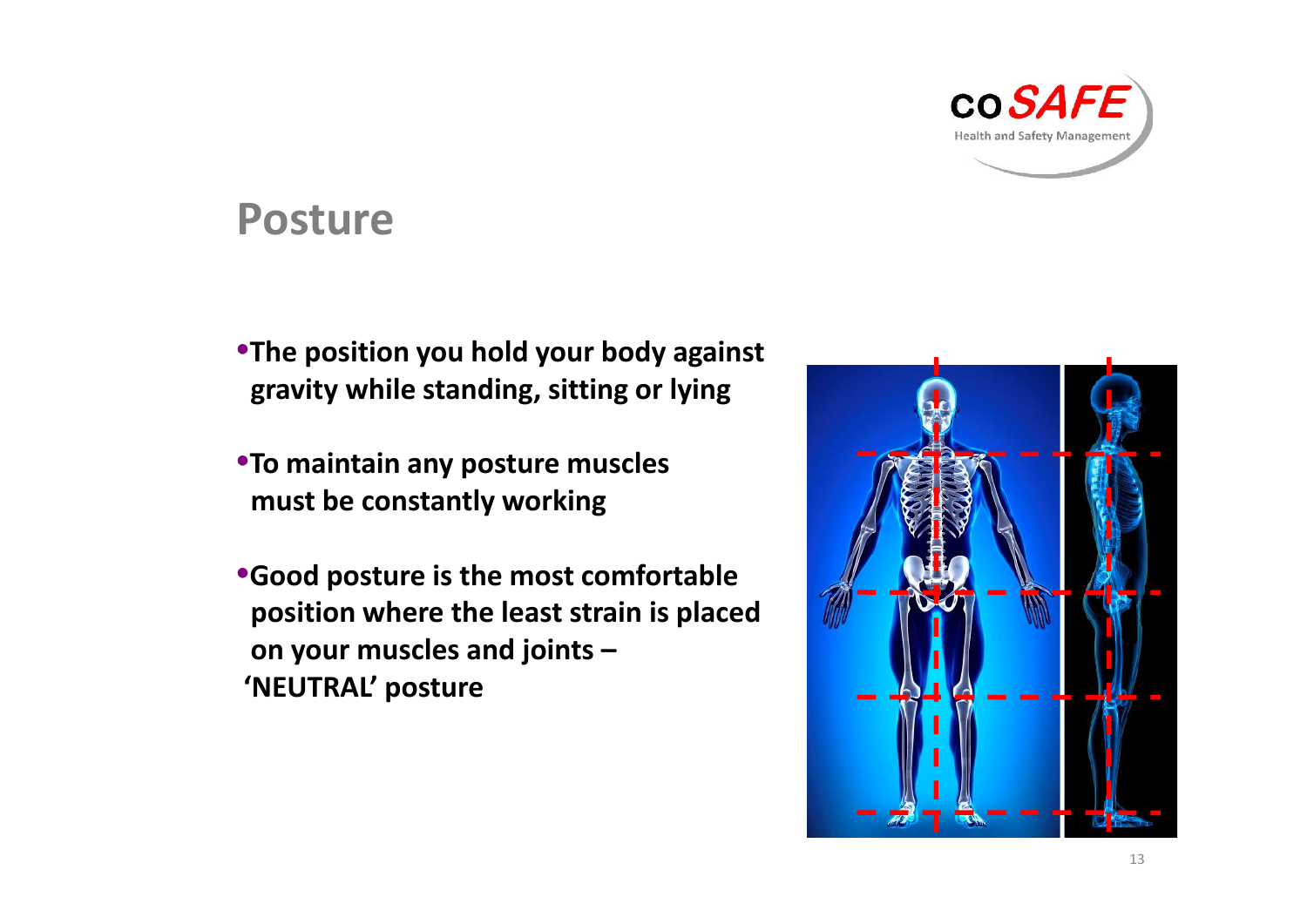# Posture

- **The position you hold your body against gravity while standing, sitting or lying**
- **To maintain any posture muscles must be constantly working**
- **Good posture is the most comfortable position where the least strain is placed on your muscles and joints – 'NEUTRAL' posture**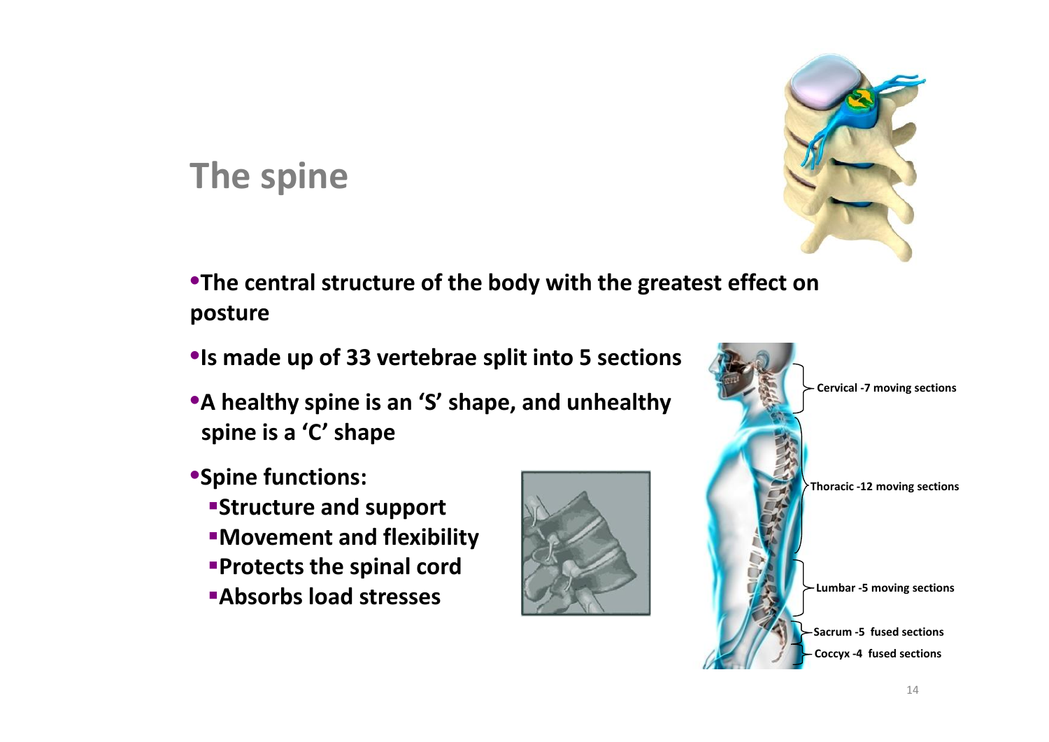# The spine

- The central structure of the body with the greatest effect on posture
- Is made up of 33 vertebrae split into 5 sections
- A healthy spine is an ‘S’ shape, and unhealthy spine is a ‘C’ shape
- Spine functions:
  - Structure and support
  - Movement and flexibility
  - Protects the spinal cord
  - Absorbs load stresses

Cervical -7 moving sections

Thoracic -12 moving sections

Lumbar -5 moving sections

Sacrum -5 fused sections

Coccyx -4 fused sections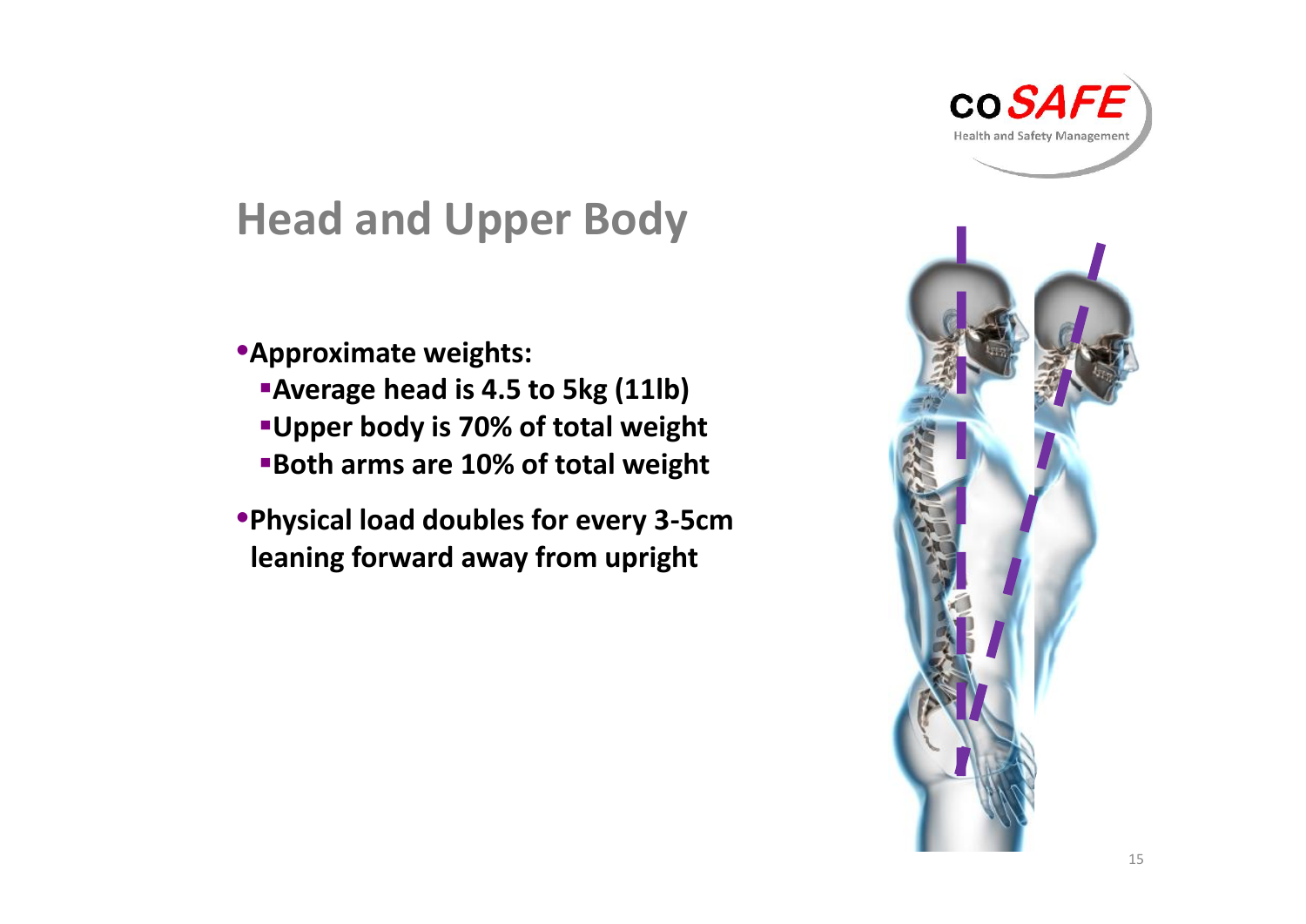## Head and Upper Body

- **Approximate weights:**
  - **Average head is 4.5 to 5kg (11lb)**
  - **Upper body is 70% of total weight**
  - **Both arms are 10% of total weight**
- **Physical load doubles for every 3-5cm leaning forward away from upright**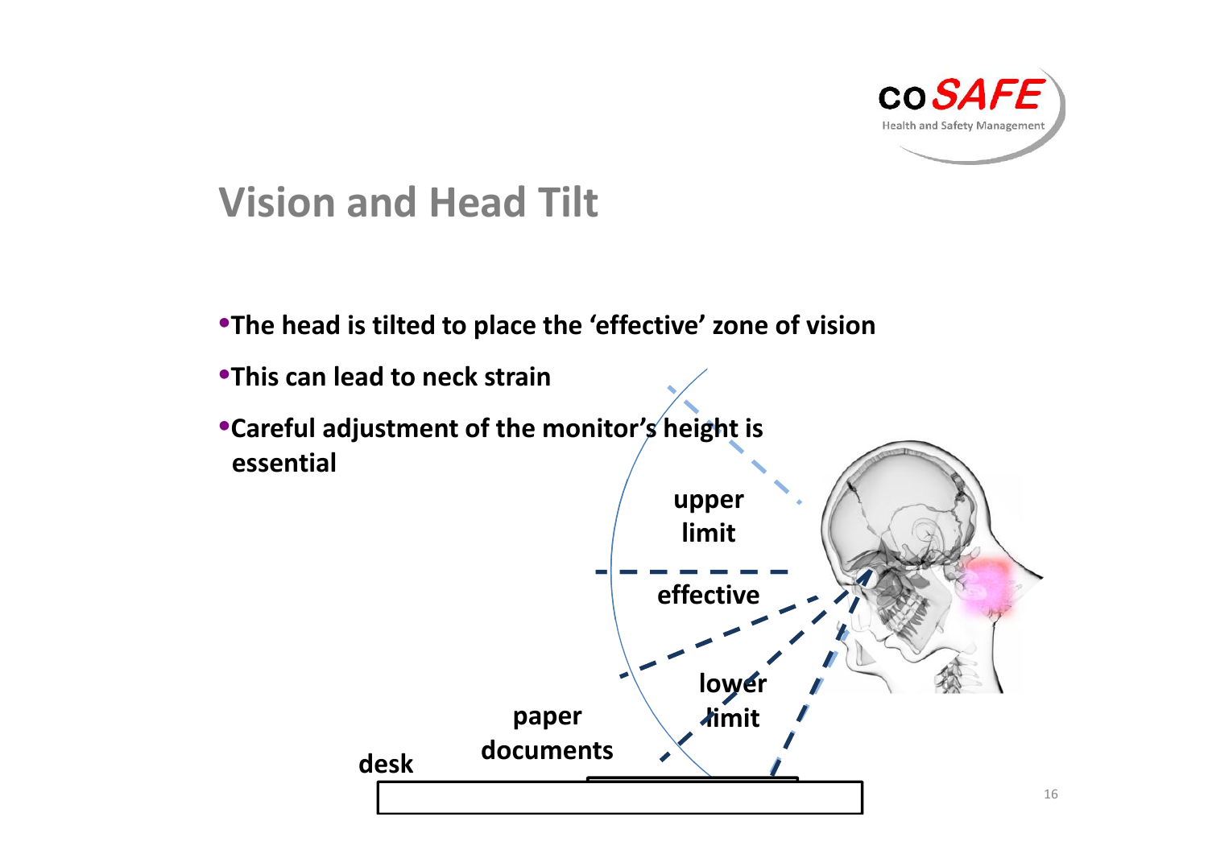# Vision and Head Tilt

- The head is tilted to place the 'effective' zone of vision
- This can lead to neck strain
- Careful adjustment of the monitor's height is essential

upper limit

effective

lower limit

paper documents

desk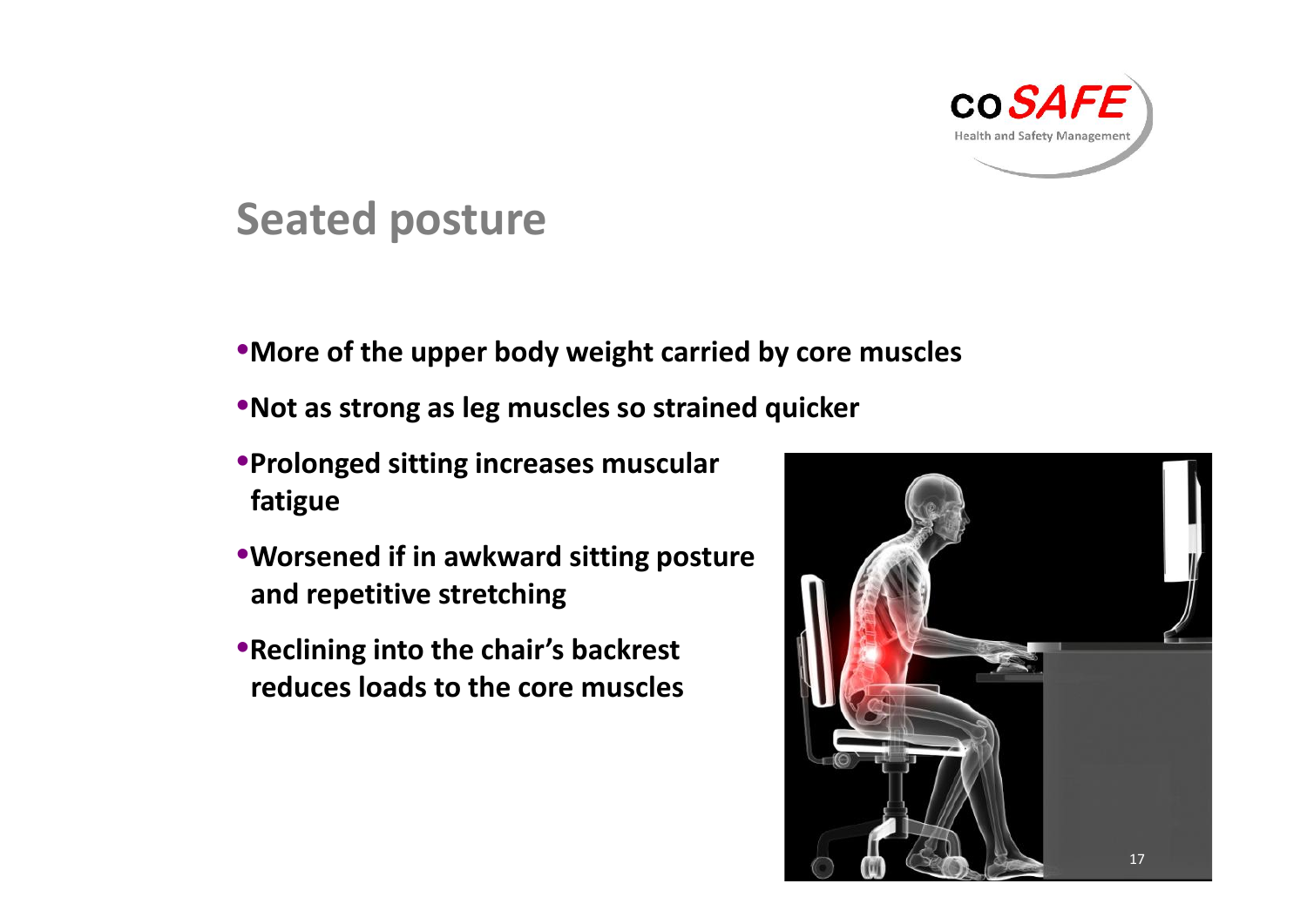## Seated posture

- **More of the upper body weight carried by core muscles**
- **Not as strong as leg muscles so strained quicker**
- **Prolonged sitting increases muscular fatigue**
- **Worsened if in awkward sitting posture and repetitive stretching**
- **Reclining into the chair's backrest reduces loads to the core muscles**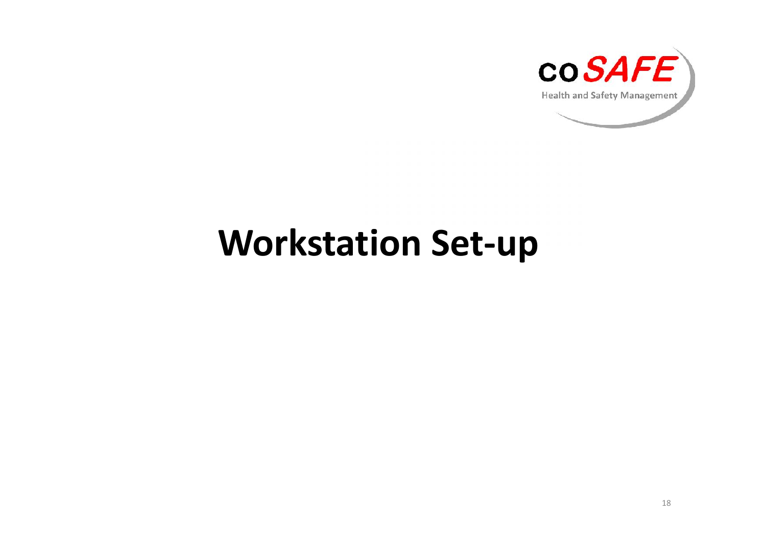# Workstation Set-up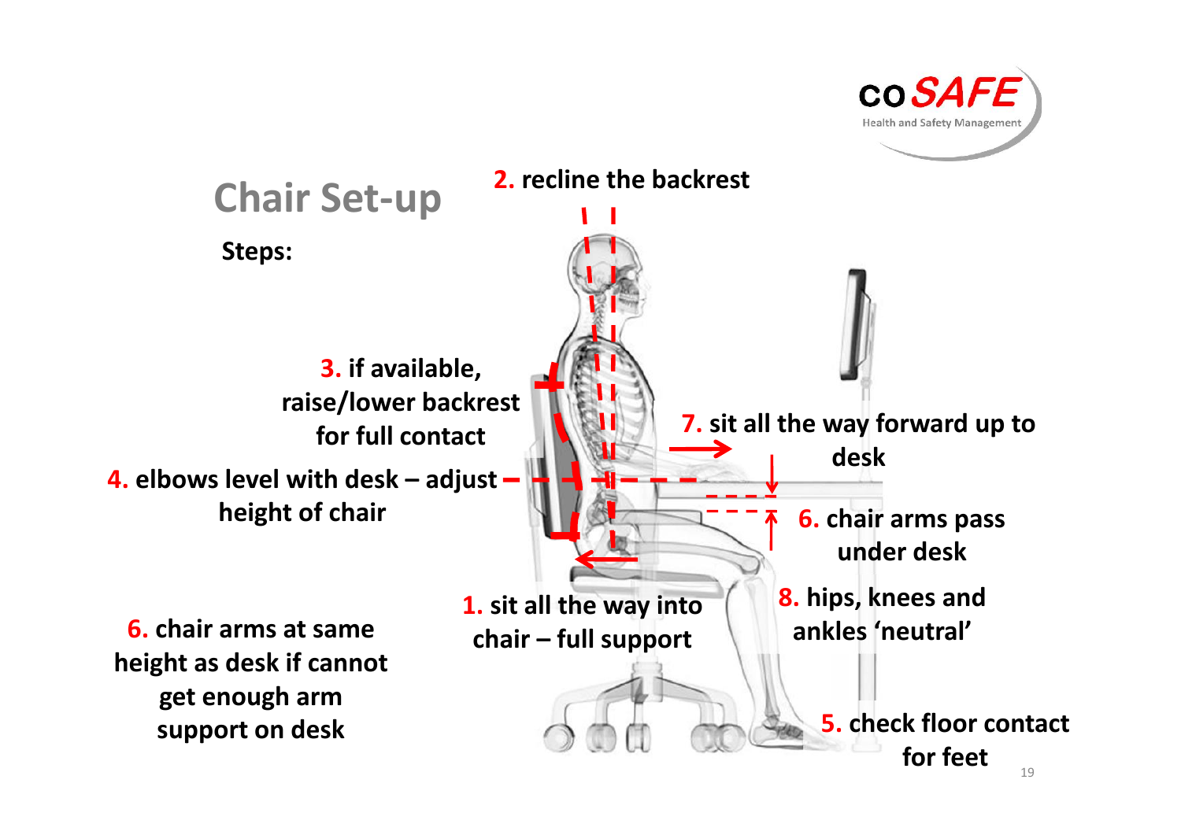# Chair Set-up

**Steps:**

**1.** sit all the way into chair – full support

**2.** recline the backrest

**3.** if available, raise/lower backrest for full contact

**4.** elbows level with desk – adjust height of chair

**5.** check floor contact for feet

**6.** chair arms at same height as desk if cannot get enough arm support on desk

**6.** chair arms pass under desk

**7.** sit all the way forward up to desk

**8.** hips, knees and ankles 'neutral'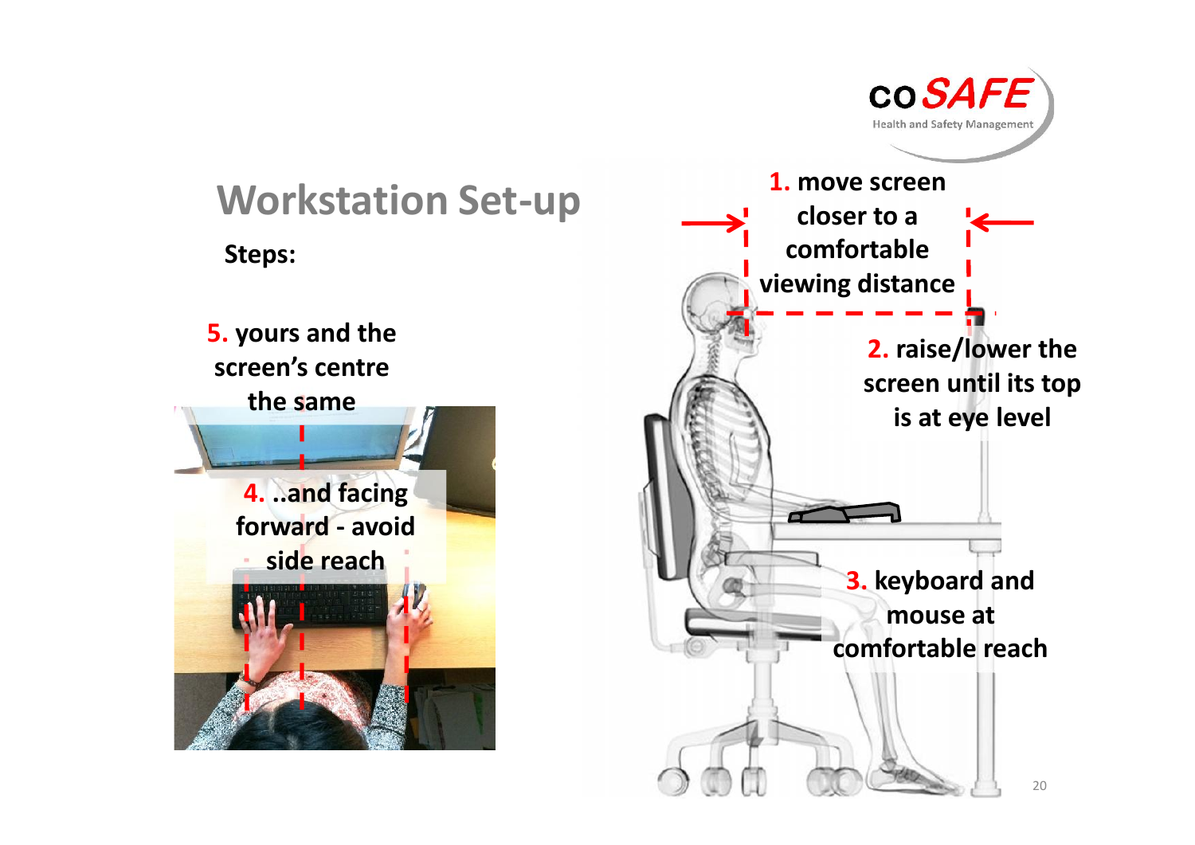# Workstation Set-up

**Steps:**

**1.** move screen closer to a comfortable viewing distance

**2.** raise/lower the screen until its top is at eye level

**3.** keyboard and mouse at comfortable reach

**4.** ..and facing forward - avoid side reach

**5.** yours and the screen's centre the same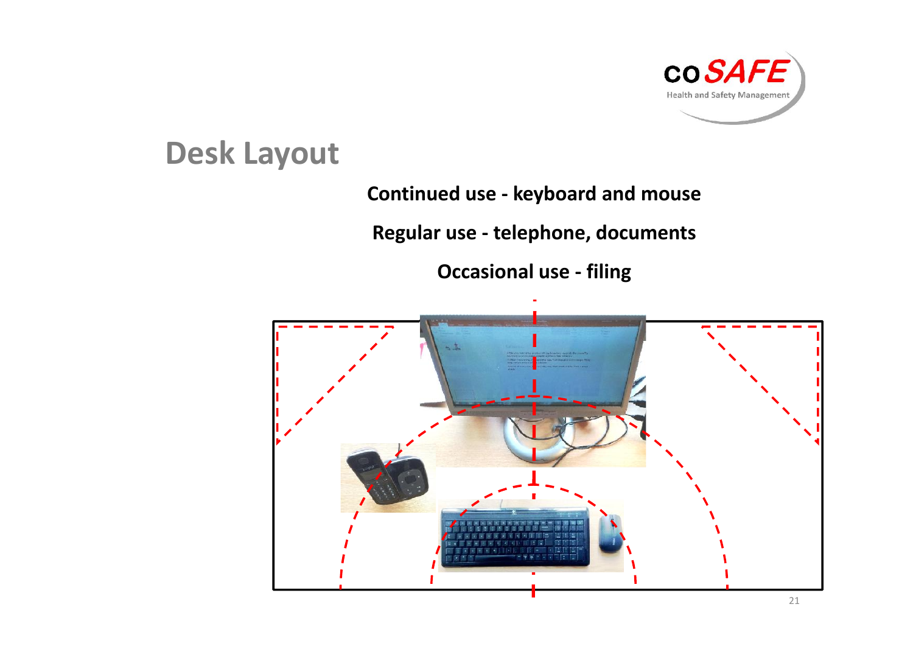# Desk Layout

**Continued use - keyboard and mouse**

**Regular use - telephone, documents**

**Occasional use - filing**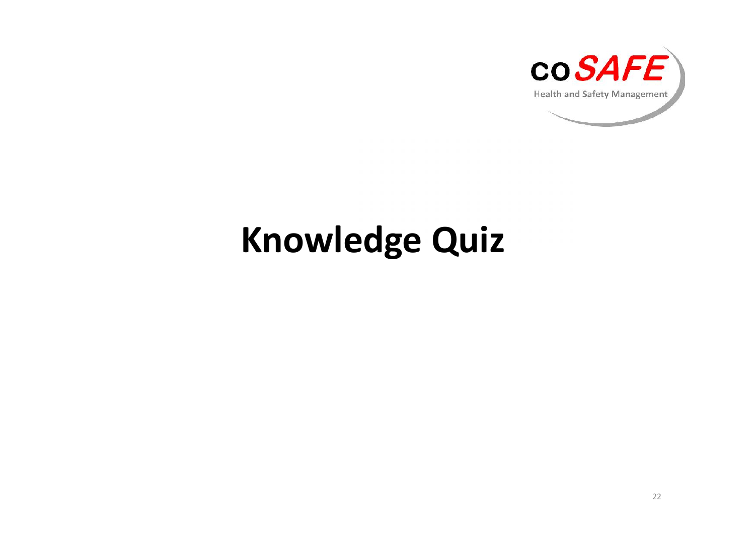# Knowledge Quiz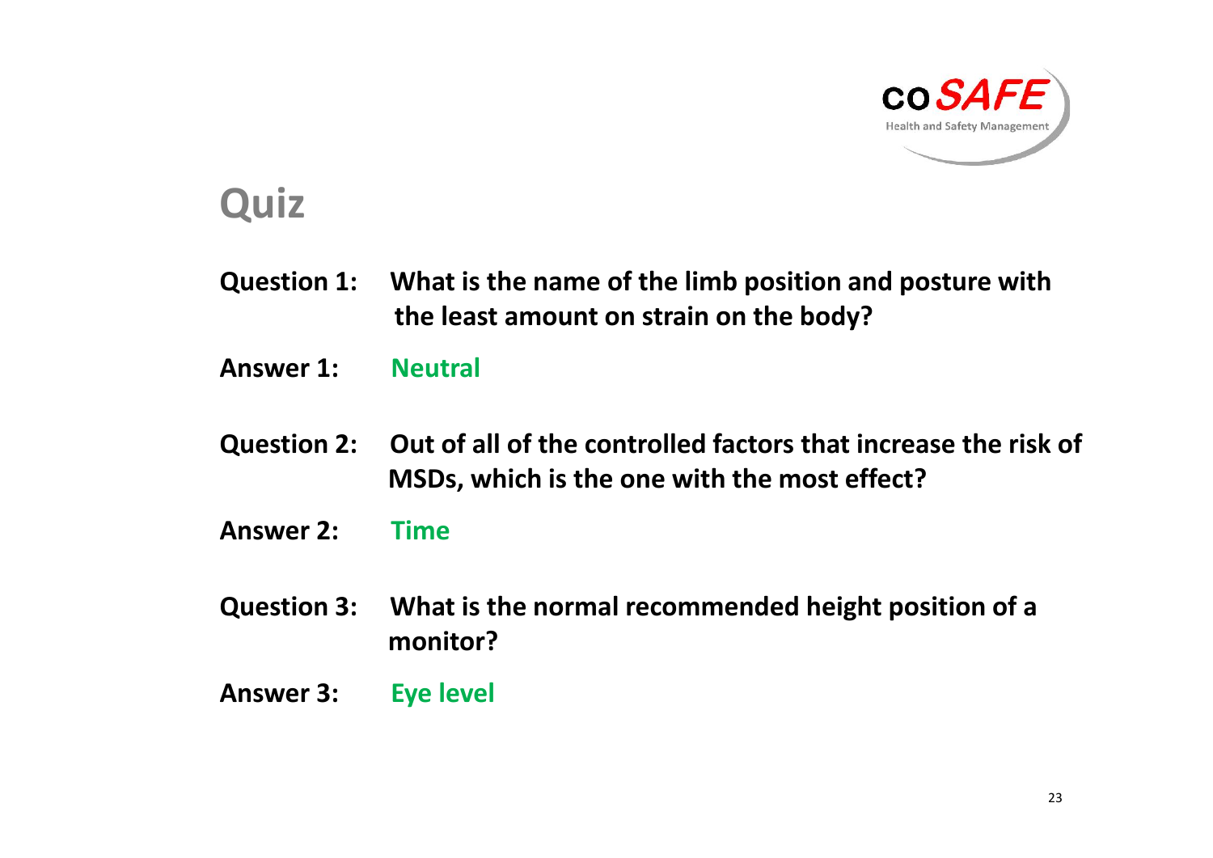# Quiz

**Question 1:** **What is the name of the limb position and posture with the least amount on strain on the body?**

**Answer 1:** **Neutral**

**Question 2:** **Out of all of the controlled factors that increase the risk of MSDs, which is the one with the most effect?**

**Answer 2:** **Time**

**Question 3:** **What is the normal recommended height position of a monitor?**

**Answer 3:** **Eye level**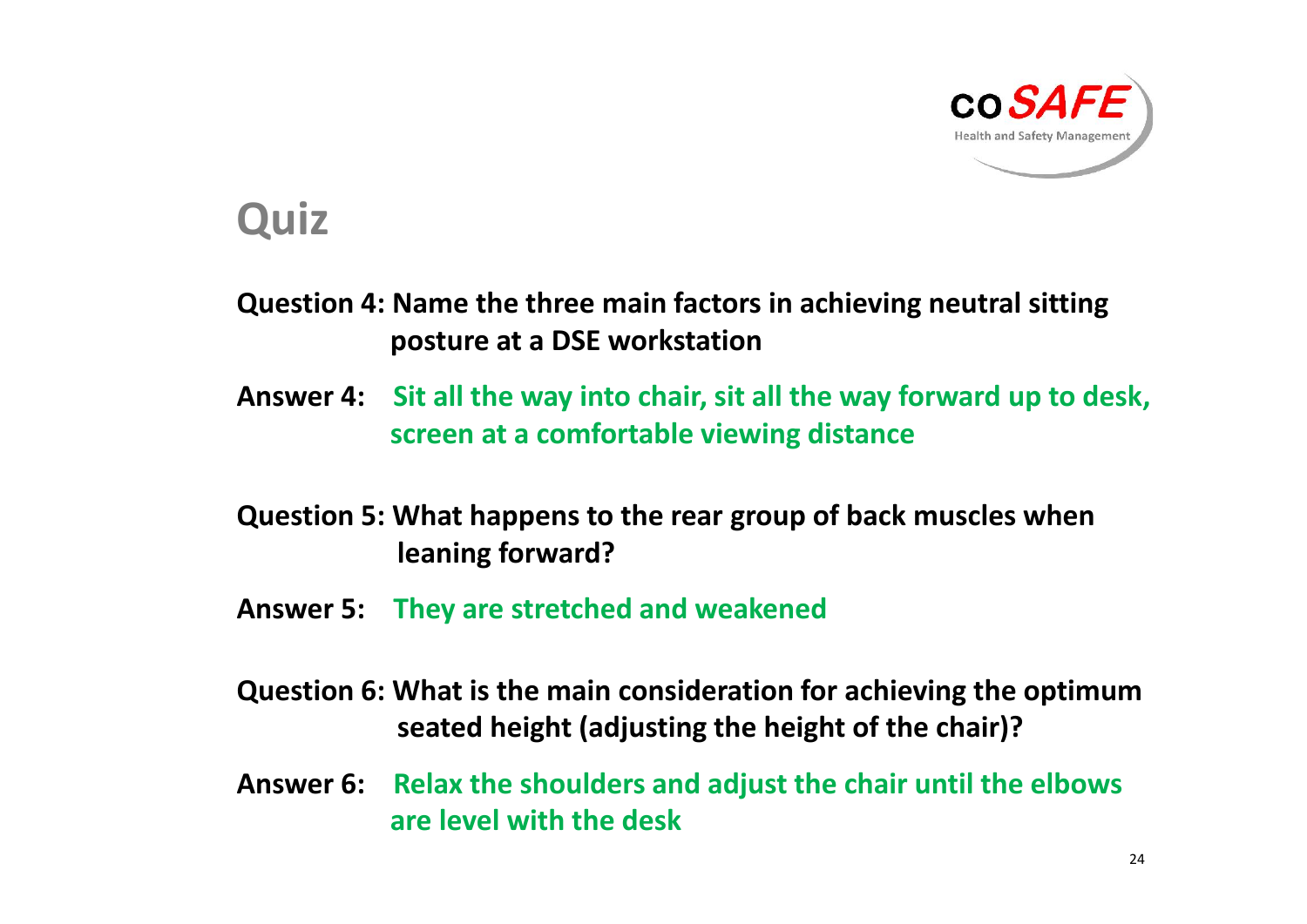## Quiz

**Question 4: Name the three main factors in achieving neutral sitting posture at a DSE workstation**

**Answer 4:** **Sit all the way into chair, sit all the way forward up to desk, screen at a comfortable viewing distance**

**Question 5: What happens to the rear group of back muscles when leaning forward?**

**Answer 5:** **They are stretched and weakened**

**Question 6: What is the main consideration for achieving the optimum seated height (adjusting the height of the chair)?**

**Answer 6:** **Relax the shoulders and adjust the chair until the elbows are level with the desk**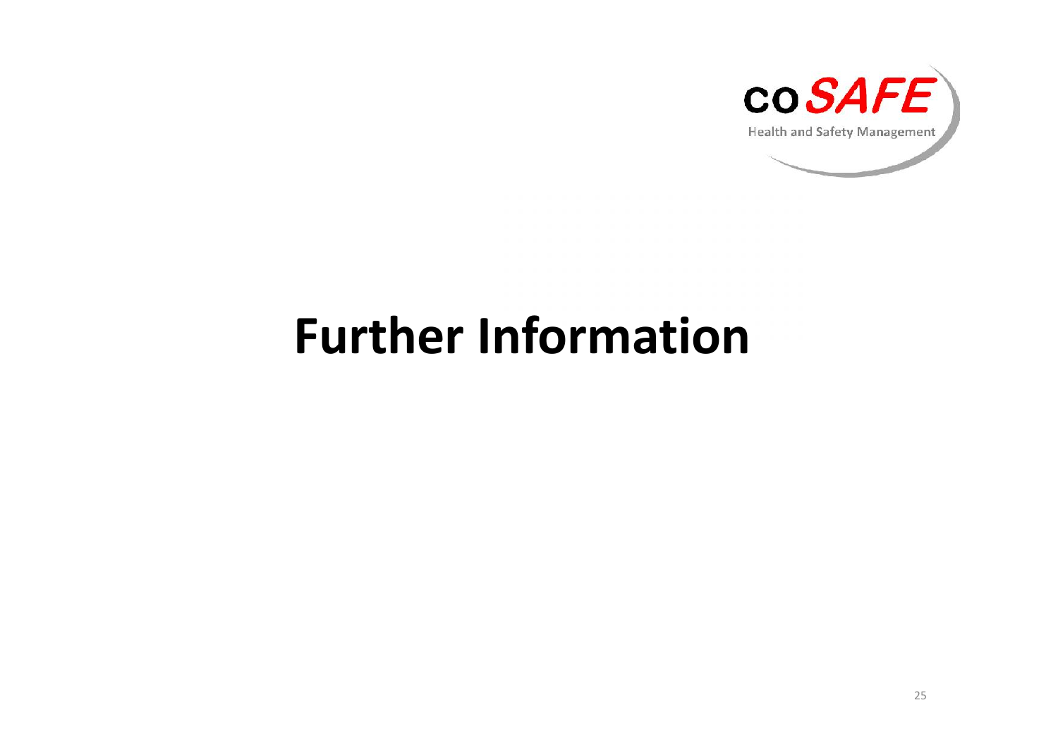# Further Information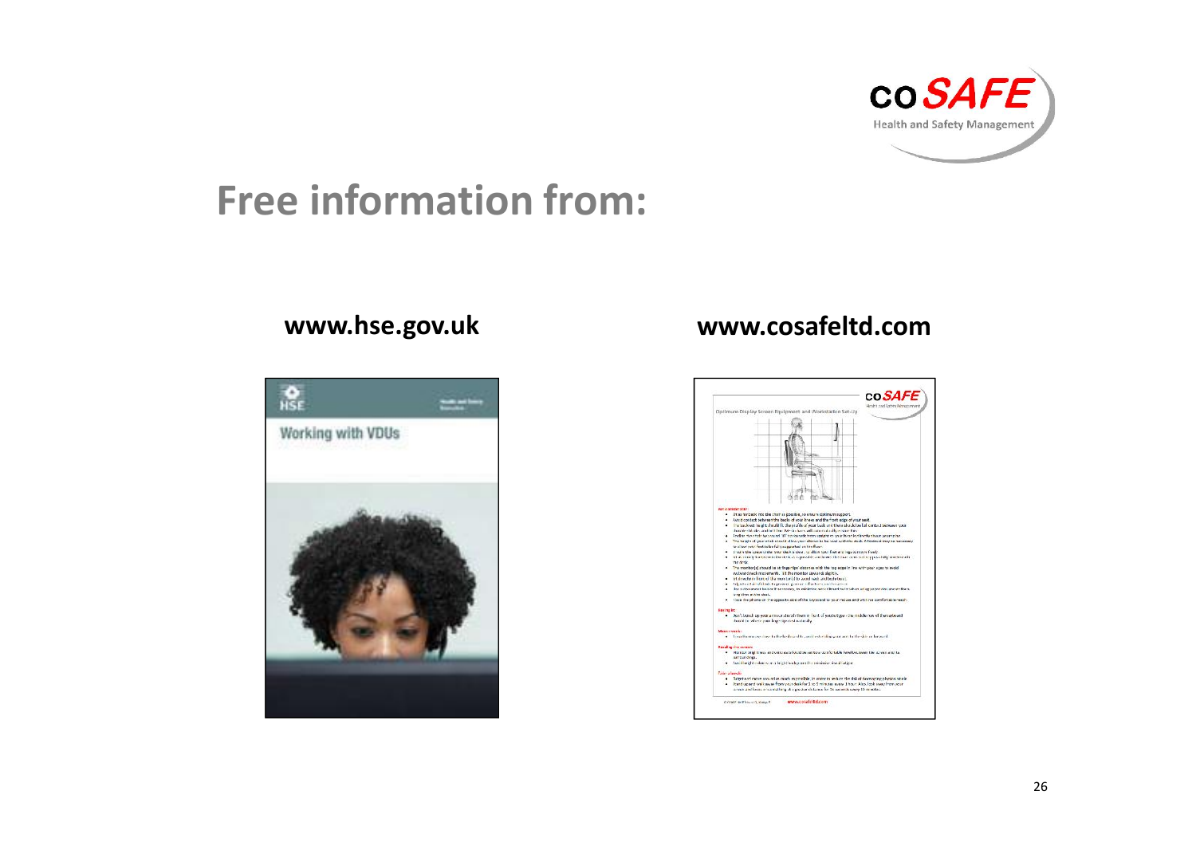# Free information from:

**www.hse.gov.uk**

**www.cosafeltd.com**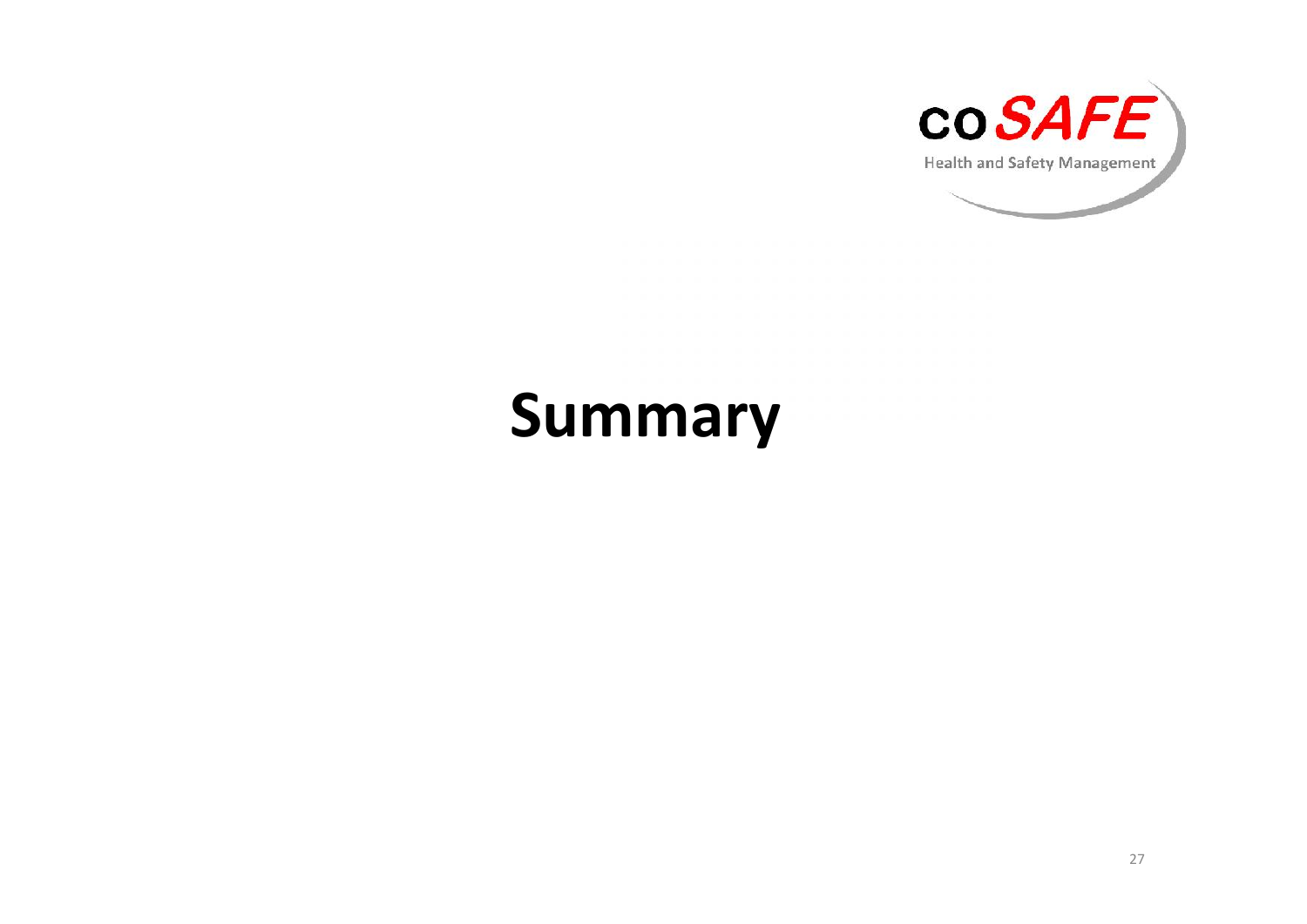# Summary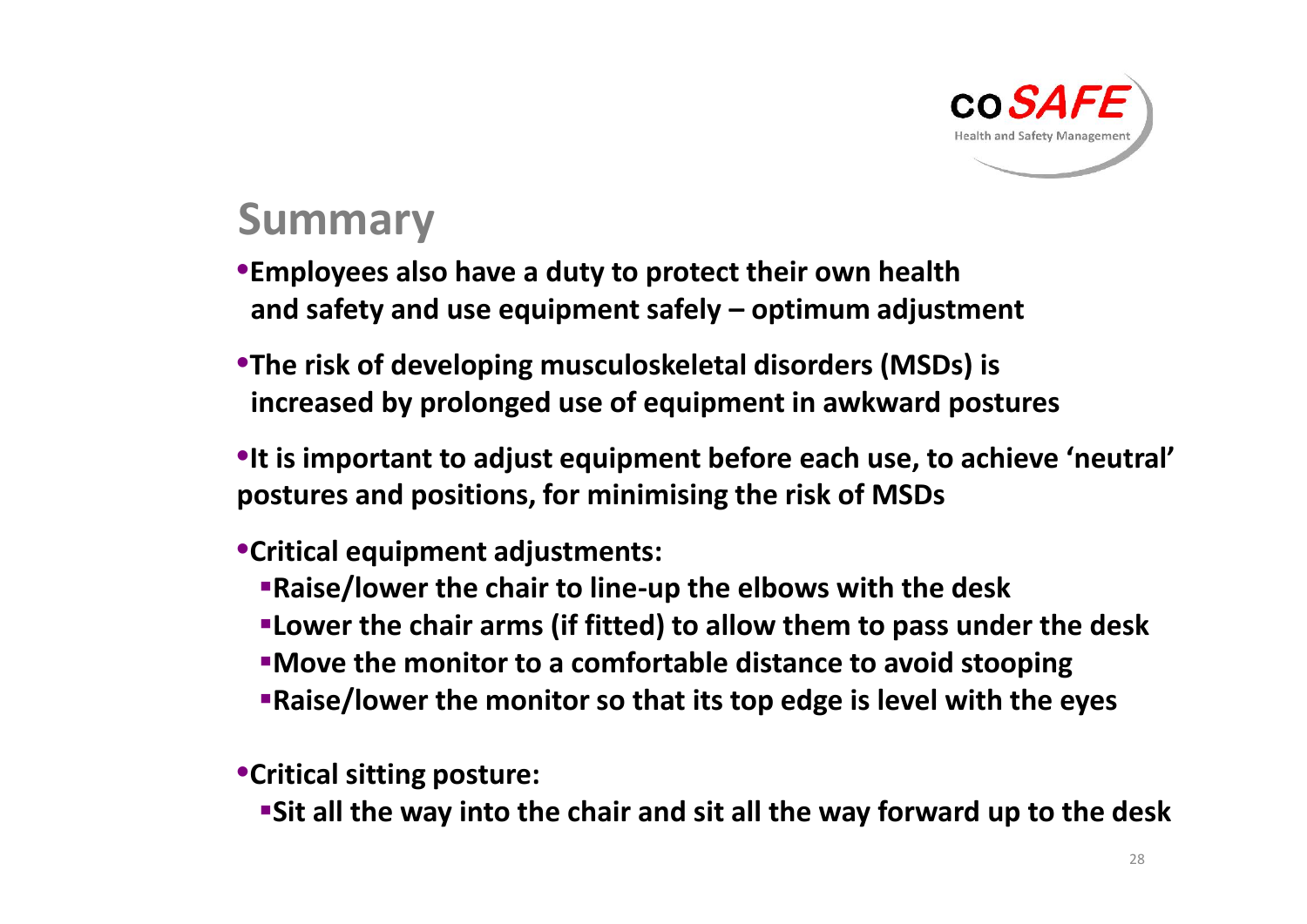## Summary

- **Employees also have a duty to protect their own health and safety and use equipment safely – optimum adjustment**
- **The risk of developing musculoskeletal disorders (MSDs) is increased by prolonged use of equipment in awkward postures**
- **It is important to adjust equipment before each use, to achieve 'neutral' postures and positions, for minimising the risk of MSDs**
- **Critical equipment adjustments:**
  - **Raise/lower the chair to line-up the elbows with the desk**
  - **Lower the chair arms (if fitted) to allow them to pass under the desk**
  - **Move the monitor to a comfortable distance to avoid stooping**
  - **Raise/lower the monitor so that its top edge is level with the eyes**
- **Critical sitting posture:**
  - **Sit all the way into the chair and sit all the way forward up to the desk**